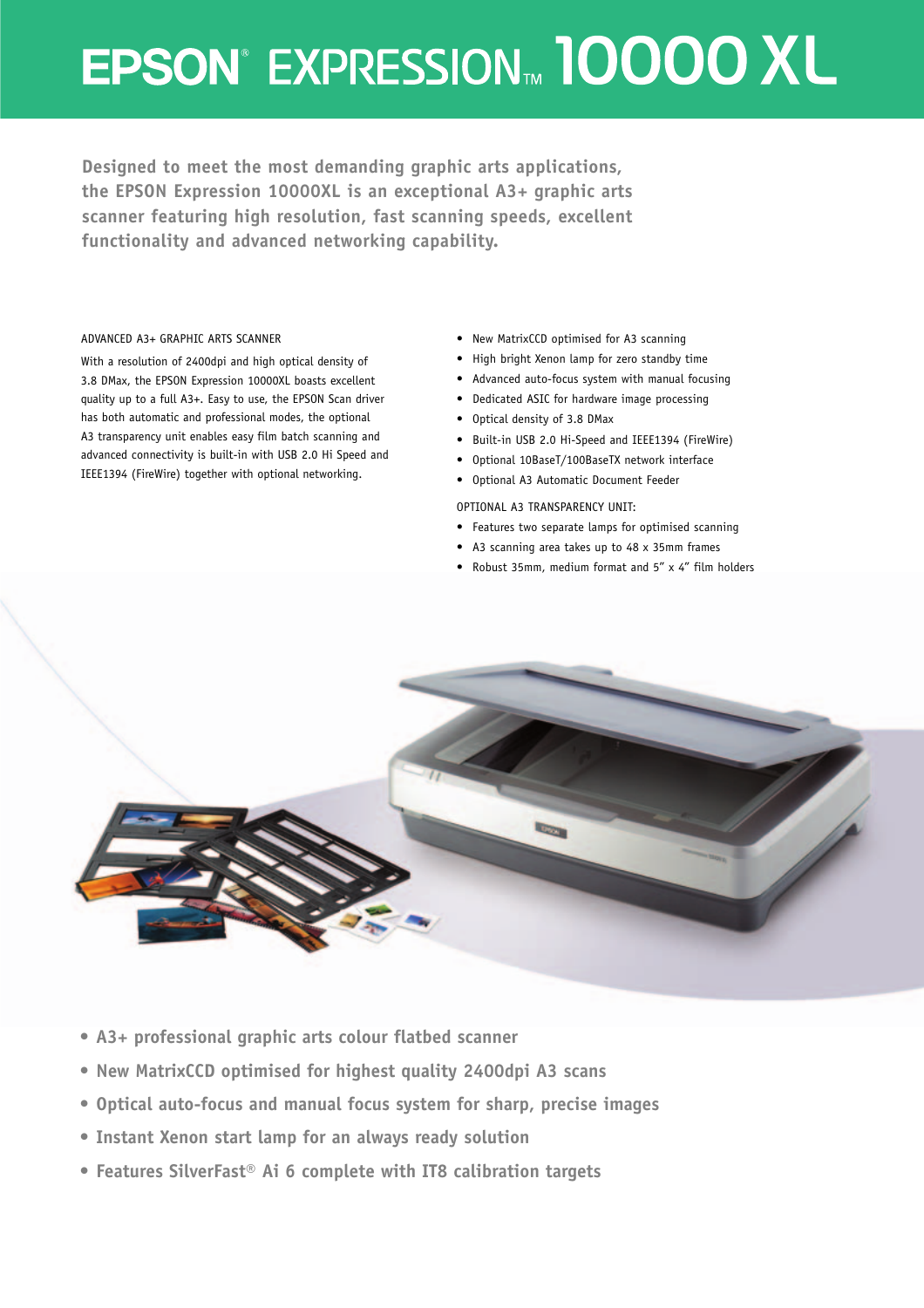# EPSON® EXPRESSION™ 10000 XL

**Designed to meet the most demanding graphic arts applications, the EPSON Expression 10000XL is an exceptional A3+ graphic arts scanner featuring high resolution, fast scanning speeds, excellent functionality and advanced networking capability.**

ADVANCED A3+ GRAPHIC ARTS SCANNER

With a resolution of 2400dpi and high optical density of 3.8 DMax, the EPSON Expression 10000XL boasts excellent quality up to a full A3+. Easy to use, the EPSON Scan driver has both automatic and professional modes, the optional A3 transparency unit enables easy film batch scanning and advanced connectivity is built-in with USB 2.0 Hi Speed and IEEE1394 (FireWire) together with optional networking.

- New MatrixCCD optimised for A3 scanning
- High bright Xenon lamp for zero standby time
- Advanced auto-focus system with manual focusing
- Dedicated ASIC for hardware image processing
- Optical density of 3.8 DMax
- Built-in USB 2.0 Hi-Speed and IEEE1394 (FireWire)
- Optional 10BaseT/100BaseTX network interface
- Optional A3 Automatic Document Feeder

OPTIONAL A3 TRANSPARENCY UNIT:

- Features two separate lamps for optimised scanning
- A3 scanning area takes up to 48 x 35mm frames
- Robust 35mm, medium format and 5” x 4” film holders

- **A3+ professional graphic arts colour flatbed scanner**
- **New MatrixCCD optimised for highest quality 2400dpi A3 scans**
- **Optical auto-focus and manual focus system for sharp, precise images**
- **Instant Xenon start lamp for an always ready solution**
- **Features SilverFast® Ai 6 complete with IT8 calibration targets**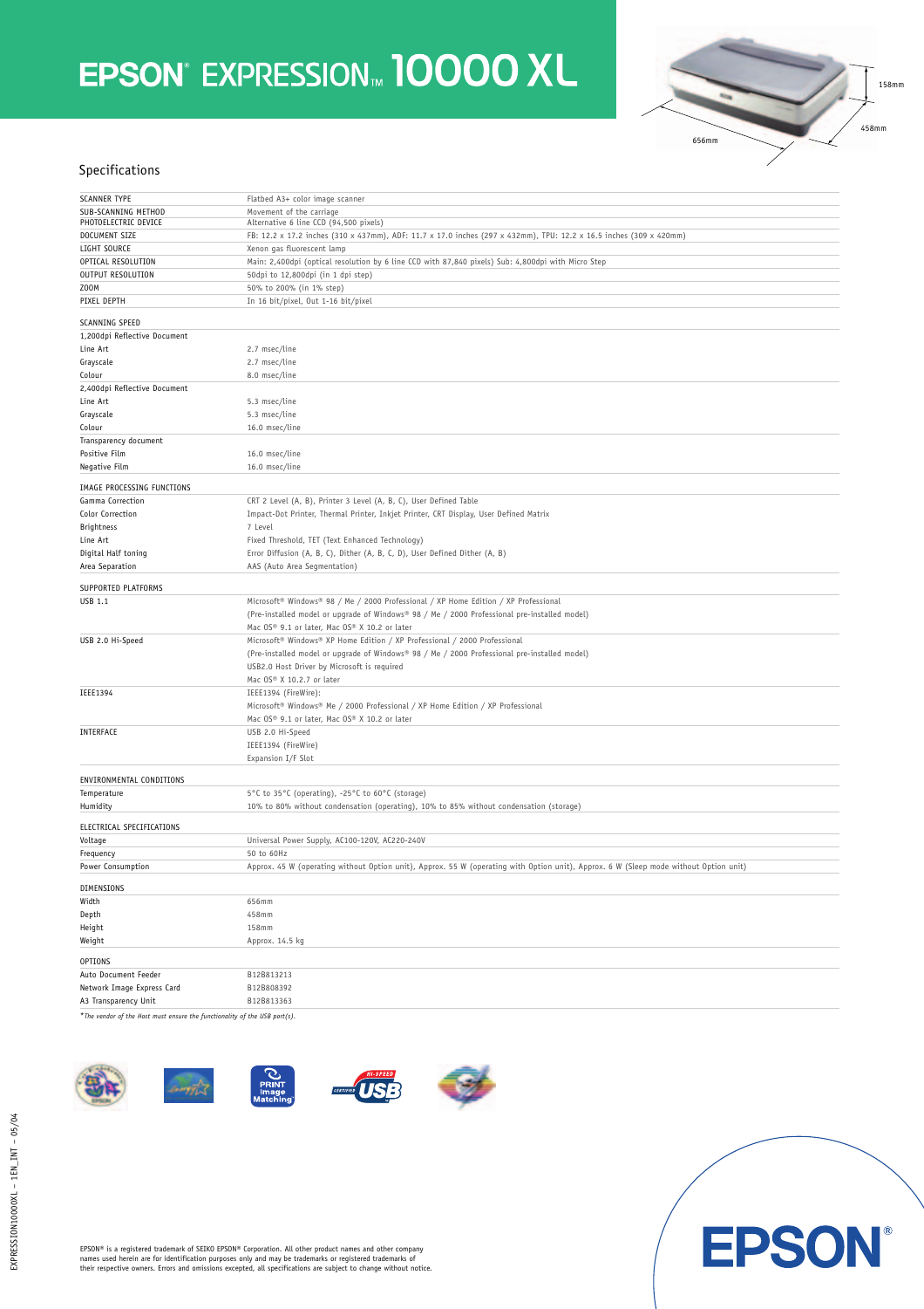# EPSON® EXPRESSION™ 10000 XL

158mm

458mm

656mm

## Specifications

| | |
|---|---|
| SCANNER TYPE | Flatbed A3+ color image scanner |
| SUB-SCANNING METHOD | Movement of the carriage |
| PHOTOELECTRIC DEVICE | Alternative 6 line CCD (94,500 pixels) |
| DOCUMENT SIZE | FB: 12.2 x 17.2 inches (310 x 437mm), ADF: 11.7 x 17.0 inches (297 x 432mm), TPU: 12.2 x 16.5 inches (309 x 420mm) |
| LIGHT SOURCE | Xenon gas fluorescent lamp |
| OPTICAL RESOLUTION | Main: 2,400dpi (optical resolution by 6 line CCD with 87,840 pixels) Sub: 4,800dpi with Micro Step |
| OUTPUT RESOLUTION | 50dpi to 12,800dpi (in 1 dpi step) |
| ZOOM | 50% to 200% (in 1% step) |
| PIXEL DEPTH | In 16 bit/pixel, Out 1-16 bit/pixel |
| **SCANNING SPEED** | |
| 1,200dpi Reflective Document | |
| Line Art | 2.7 msec/line |
| Grayscale | 2.7 msec/line |
| Colour | 8.0 msec/line |
| 2,400dpi Reflective Document | |
| Line Art | 5.3 msec/line |
| Grayscale | 5.3 msec/line |
| Colour | 16.0 msec/line |
| Transparency document | |
| Positive Film | 16.0 msec/line |
| Negative Film | 16.0 msec/line |
| **IMAGE PROCESSING FUNCTIONS** | |
| Gamma Correction | CRT 2 Level (A, B), Printer 3 Level (A, B, C), User Defined Table |
| Color Correction | Impact-Dot Printer, Thermal Printer, Inkjet Printer, CRT Display, User Defined Matrix |
| Brightness | 7 Level |
| Line Art | Fixed Threshold, TET (Text Enhanced Technology) |
| Digital Half toning | Error Diffusion (A, B, C), Dither (A, B, C, D), User Defined Dither (A, B) |
| Area Separation | AAS (Auto Area Segmentation) |
| **SUPPORTED PLATFORMS** | |
| USB 1.1 | Microsoft® Windows® 98 / Me / 2000 Professional / XP Home Edition / XP Professional<br>(Pre-installed model or upgrade of Windows® 98 / Me / 2000 Professional pre-installed model)<br>Mac OS® 9.1 or later, Mac OS® X 10.2 or later |
| USB 2.0 Hi-Speed | Microsoft® Windows® XP Home Edition / XP Professional / 2000 Professional<br>(Pre-installed model or upgrade of Windows® 98 / Me / 2000 Professional pre-installed model)<br>USB2.0 Host Driver by Microsoft is required<br>Mac OS® X 10.2.7 or later |
| IEEE1394 | IEEE1394 (FireWire):<br>Microsoft® Windows® Me / 2000 Professional / XP Home Edition / XP Professional<br>Mac OS® 9.1 or later, Mac OS® X 10.2 or later |
| INTERFACE | USB 2.0 Hi-Speed<br>IEEE1394 (FireWire)<br>Expansion I/F Slot |
| **ENVIRONMENTAL CONDITIONS** | |
| Temperature | 5°C to 35°C (operating), -25°C to 60°C (storage) |
| Humidity | 10% to 80% without condensation (operating), 10% to 85% without condensation (storage) |
| **ELECTRICAL SPECIFICATIONS** | |
| Voltage | Universal Power Supply, AC100-120V, AC220-240V |
| Frequency | 50 to 60Hz |
| Power Consumption | Approx. 45 W (operating without Option unit), Approx. 55 W (operating with Option unit), Approx. 6 W (Sleep mode without Option unit) |
| **DIMENSIONS** | |
| Width | 656mm |
| Depth | 458mm |
| Height | 158mm |
| Weight | Approx. 14.5 kg |
| **OPTIONS** | |
| Auto Document Feeder | B12B813213 |
| Network Image Express Card | B12B808392 |
| A3 Transparency Unit | B12B813363 |

*\*The vendor of the Host must ensure the functionality of the USB port(s).*

EXPRESSION10000XL – 1EN_INT – 05/04

EPSON® is a registered trademark of SEIKO EPSON® Corporation. All other product names and other company names used herein are for identification purposes only and may be trademarks or registered trademarks of their respective owners. Errors and omissions excepted, all specifications are subject to change without notice.

EPSON®